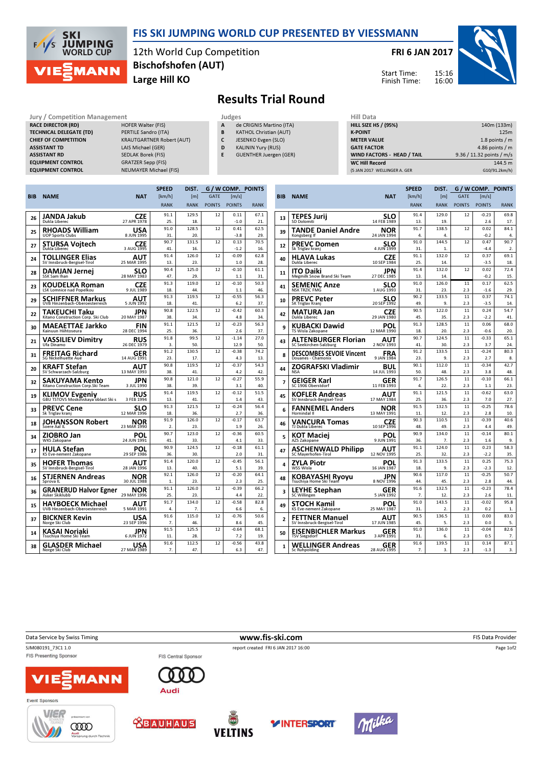# FIS SKI JUMPING WORLD CUP PRESENTED BY VIESSMANN

12th World Cup Competition
**Bischofshofen (AUT)**
**Large Hill KO**

**FRI 6 JAN 2017**

Start Time: 15:16
Finish Time: 16:00

## Results Trial Round

**Jury / Competition Management**

| | |
|---|---|
| RACE DIRECTOR (RD) | HOFER Walter (FIS) |
| TECHNICAL DELEGATE (TD) | PERTILE Sandro (ITA) |
| CHIEF OF COMPETITION | KRAUTGARTNER Robert (AUT) |
| ASSISTANT TD | LAIS Michael (GER) |
| ASSISTANT RD | SEDLAK Borek (FIS) |
| EQUIPMENT CONTROL | GRATZER Sepp (FIS) |
| EQUIPMENT CONTROL | NEUMAYER Michael (FIS) |

**Judges**

| | |
|---|---|
| A | de CRIGNIS Martino (ITA) |
| B | KATHOL Christian (AUT) |
| C | JESENKO Evgen (SLO) |
| D | KALININ Yury (RUS) |
| E | GUENTHER Juergen (GER) |

**Hill Data**

| | |
|---|---|
| HILL SIZE HS / (95%) | 140m (133m) |
| K-POINT | 125m |
| METER VALUE | 1.8 points / m |
| GATE FACTOR | 4.86 points / m |
| WIND FACTORS - HEAD / TAIL | 9.36 / 11.32 points / m/s |
| WC Hill Record | 144.5 m |
| (5 JAN 2017 WELLINGER A. GER | G10/91.2km/h) |

| BIB | NAME | NAT | SPEED [km/h] RANK | DIST. [m] RANK | GATE POINTS | [m/s] POINTS | POINTS RANK |
|---|---|---|---|---|---|---|---|
| 26 | JANDA Jakub, Dukla Liberec | CZE, 27 APR 1978 | 91.1 / 25. | 129.5 / 18. | 12 | 0.11 / -1.0 | 67.1 / 21. |
| 25 | RHOADS William, UOP Sports Clubs | USA, 8 JUN 1995 | 91.0 / 31. | 128.5 / 20. | 12 | 0.41 / -3.8 | 62.5 / 29. |
| 27 | STURSA Vojtech, Dukla Liberec | CZE, 3 AUG 1995 | 90.7 / 41. | 131.5 / 16. | 12 | 0.13 / -1.2 | 70.5 / 16. |
| 24 | TOLLINGER Elias, SV Innsbruck-Bergisel-Tirol | AUT, 25 MAR 1995 | 91.4 / 13. | 126.0 / 23. | 12 | -0.09 / 1.0 | 62.8 / 28. |
| 28 | DAMJAN Jernej, SSK Sam Ihan | SLO, 28 MAY 1983 | 90.4 / 47. | 125.0 / 29. | 12 | -0.10 / 1.1 | 61.1 / 31. |
| 23 | KOUDELKA Roman, LSK Lomnice nad Popelkou | CZE, 9 JUL 1989 | 91.3 / 18. | 119.0 / 44. | 12 | -0.10 / 1.1 | 50.3 / 46. |
| 29 | SCHIFFNER Markus, UVB Hinzenbach-Oberoesterreich | AUT, 5 JUN 1992 | 91.3 / 18. | 119.5 / 41. | 12 | -0.55 / 6.2 | 56.3 / 37. |
| 22 | TAKEUCHI Taku, Kitano Construction Corp. Ski Club | JPN, 20 MAY 1987 | 90.8 / 38. | 122.5 / 34. | 12 | -0.42 / 4.8 | 60.3 / 34. |
| 30 | MAEAETTAE Jarkko, Kainuun Hiihtoseura | FIN, 28 DEC 1994 | 91.1 / 25. | 121.5 / 36. | 12 | -0.23 / 2.6 | 56.3 / 37. |
| 21 | VASSILIEV Dimitry, Ufa Dinamo | RUS, 26 DEC 1979 | 91.8 / 3. | 99.5 / 50. | 12 | -1.14 / 12.9 | 27.0 / 50. |
| 31 | FREITAG Richard, SG Nickelhuette Aue | GER, 14 AUG 1991 | 91.2 / 23. | 130.5 / 17. | 12 | -0.38 / 4.3 | 74.2 / 13. |
| 20 | KRAFT Stefan, SV Schwarzach-Salzburg | AUT, 13 MAY 1993 | 90.8 / 38. | 119.5 / 41. | 12 | -0.37 / 4.2 | 54.3 / 42. |
| 32 | SAKUYAMA Kento, Kitano Construction Corp.Ski Team | JPN, 3 JUL 1990 | 90.8 / 38. | 121.0 / 39. | 12 | -0.27 / 3.1 | 55.9 / 40. |
| 19 | KLIMOV Evgeniy, GBU TSTOVS Moskovskaya oblast Ski s | RUS, 3 FEB 1994 | 91.4 / 13. | 119.5 / 41. | 12 | -0.12 / 1.4 | 51.5 / 43. |
| 33 | PREVC Cene, Sk Triglav kranj | SLO, 12 MAR 1996 | 91.3 / 18. | 121.5 / 36. | 12 | -0.24 / 2.7 | 56.4 / 36. |
| 18 | JOHANSSON Robert, Soere Aal IL | NOR, 23 MAR 1990 | 91.9 / 2. | 126.0 / 23. | 12 | -0.17 / 1.9 | 63.7 / 26. |
| 34 | ZIOBRO Jan, WKS Zakopane | POL, 24 JUN 1991 | 90.7 / 41. | 123.0 / 33. | 12 | -0.36 / 4.1 | 60.5 / 33. |
| 17 | HULA Stefan, KS Eve-nement Zakopane | POL, 29 SEP 1986 | 90.9 / 36. | 124.5 / 30. | 12 | -0.18 / 2.0 | 61.1 / 31. |
| 35 | HOFER Thomas, SV Innsbruck-Bergisel-Tirol | AUT, 28 JAN 1996 | 91.4 / 13. | 120.0 / 40. | 12 | -0.45 / 5.1 | 56.1 / 39. |
| 16 | STJERNEN Andreas, Sprova IL | NOR, 30 JUL 1988 | 92.1 / 1. | 126.0 / 23. | 12 | -0.20 / 2.3 | 64.1 / 25. |
| 36 | GRANERUD Halvor Egner, Asker Skiklubb | NOR, 29 MAY 1996 | 91.1 / 25. | 126.0 / 23. | 12 | -0.39 / 4.4 | 66.2 / 22. |
| 15 | HAYBOECK Michael, UVB Hinzenbach-Oberoesterreich | AUT, 5 MAR 1991 | 91.7 / 4. | 134.0 / 7. | 12 | -0.58 / 6.6 | 82.8 / 6. |
| 37 | BICKNER Kevin, Norge Ski Club | USA, 23 SEP 1996 | 91.6 / 7. | 115.0 / 46. | 12 | -0.76 / 8.6 | 50.6 / 45. |
| 14 | KASAI Noriaki, Tsuchiya Home Ski Team | JPN, 6 JUN 1972 | 91.5 / 11. | 125.5 / 28. | 12 | -0.64 / 7.2 | 68.1 / 19. |
| 38 | GLASDER Michael, Norge Ski Club | USA, 27 MAR 1989 | 91.6 / 7. | 112.5 / 47. | 12 | -0.56 / 6.3 | 43.8 / 47. |
| 13 | TEPES Jurij, SD Dolomiti | SLO, 14 FEB 1989 | 91.4 / 13. | 129.0 / 19. | 12 | -0.23 / 2.6 | 69.8 / 17. |
| 39 | TANDE Daniel Andre, Kongsberg If | NOR, 24 JAN 1994 | 91.7 / 4. | 138.5 / 4. | 12 | 0.02 / -0.2 | 84.1 / 4. |
| 12 | PREVC Domen, Sk Triglav kranj | SLO, 4 JUN 1999 | 91.0 / 31. | 144.5 / 1. | 12 | 0.47 / -4.4 | 90.7 / 2. |
| 40 | HLAVA Lukas, Dukla Liberec | CZE, 10 SEP 1984 | 91.1 / 25. | 132.0 / 14. | 12 | 0.37 / -3.5 | 69.1 / 18. |
| 11 | ITO Daiki, Megmilk Snow Brand Ski Team | JPN, 27 DEC 1985 | 91.4 / 13. | 132.0 / 14. | 12 | 0.02 / -0.2 | 72.4 / 15. |
| 41 | SEMENIC Anze, NSK TRZIC FMG | SLO, 1 AUG 1993 | 91.0 / 31. | 126.0 / 23. | 11 / 2.3 | 0.17 / -1.6 | 62.5 / 29. |
| 10 | PREVC Peter, SK Triglav Kranj | SLO, 20 SEP 1992 | 90.2 / 49. | 133.5 / 9. | 11 / 2.3 | 0.37 / -3.5 | 74.1 / 14. |
| 42 | MATURA Jan, Dukla Liberec | CZE, 29 JAN 1980 | 90.5 / 45. | 122.0 / 35. | 11 / 2.3 | 0.24 / -2.2 | 54.7 / 41. |
| 9 | KUBACKI Dawid, TS Wisla Zakopane | POL, 12 MAR 1990 | 91.3 / 18. | 128.5 / 20. | 11 / 2.3 | 0.06 / -0.6 | 68.0 / 20. |
| 43 | ALTENBURGER Florian, SC Seekirchen-Salzburg | AUT, 2 NOV 1993 | 90.7 / 41. | 124.5 / 30. | 11 / 2.3 | -0.33 / 3.7 | 65.1 / 24. |
| 8 | DESCOMBES SEVOIE Vincent, Douanes - Chamonix | FRA, 9 JAN 1984 | 91.2 / 23. | 133.5 / 9. | 11 / 2.3 | -0.24 / 2.7 | 80.3 / 8. |
| 44 | ZOGRAFSKI Vladimir, NSA | BUL, 14 JUL 1993 | 90.1 / 50. | 112.0 / 48. | 11 / 2.3 | -0.34 / 3.8 | 42.7 / 48. |
| 7 | GEIGER Karl, SC 1906 Oberstdorf | GER, 11 FEB 1993 | 91.7 / 4. | 126.5 / 22. | 11 / 2.3 | -0.10 / 1.1 | 66.1 / 23. |
| 45 | KOFLER Andreas, SV Innsbruck-Bergisel-Tirol | AUT, 17 MAY 1984 | 91.1 / 25. | 121.5 / 36. | 11 / 2.3 | -0.62 / 7.0 | 63.0 / 27. |
| 6 | FANNEMEL Anders, Hornindal Il | NOR, 13 MAY 1991 | 91.5 / 11. | 132.5 / 12. | 11 / 2.3 | -0.25 / 2.8 | 78.6 / 10. |
| 46 | VANCURA Tomas, TJ Dukla Liberec | CZE, 10 SEP 1996 | 90.3 / 48. | 110.5 / 49. | 11 / 2.3 | -0.39 / 4.4 | 40.6 / 49. |
| 5 | KOT Maciej, AZS Zakopane | POL, 9 JUN 1991 | 90.9 / 36. | 134.0 / 7. | 11 / 2.3 | -0.14 / 1.6 | 80.1 / 9. |
| 47 | ASCHENWALD Philipp, SC Mayerhofen-Tirol | AUT, 12 NOV 1995 | 91.1 / 25. | 124.0 / 32. | 11 / 2.3 | 0.23 / -2.2 | 58.3 / 35. |
| 4 | ZYLA Piotr, WSS Wisla | POL, 16 JAN 1987 | 91.3 / 18. | 133.5 / 9. | 11 / 2.3 | 0.25 / -2.3 | 75.3 / 12. |
| 48 | KOBAYASHI Ryoyu, Tsuchiya Home Ski Team | JPN, 8 NOV 1996 | 90.6 / 44. | 117.0 / 45. | 11 / 2.3 | -0.25 / 2.8 | 50.7 / 44. |
| 3 | LEYHE Stephan, SC Willingen | GER, 5 JAN 1992 | 91.6 / 7. | 132.5 / 12. | 11 / 2.3 | -0.23 / 2.6 | 78.4 / 11. |
| 49 | STOCH Kamil, KS Eve-nement Zakopane | POL, 25 MAY 1987 | 91.0 / 31. | 143.5 / 2. | 11 / 2.3 | -0.02 / 0.2 | 95.8 / 1. |
| 2 | FETTNER Manuel, SV Innsbruck-Bergisel-Tirol | AUT, 17 JUN 1985 | 90.5 / 45. | 136.5 / 5. | 11 / 2.3 | 0.00 / 0.0 | 83.0 / 5. |
| 50 | EISENBICHLER Markus, TSV Siegsdorf | GER, 3 APR 1991 | 91.0 / 31. | 136.0 / 6. | 11 / 2.3 | -0.04 / 0.5 | 82.6 / 7. |
| 1 | WELLINGER Andreas, Sc Ruhpolding | GER, 28 AUG 1995 | 91.6 / 7. | 139.5 / 3. | 11 / 2.3 | 0.14 / -1.3 | 87.1 / 3. |

Data Service by Swiss Timing — www.fis-ski.com — FIS Data Provider

SJM080191_73C1 1.0 — report created FRI 6 JAN 2017 16:00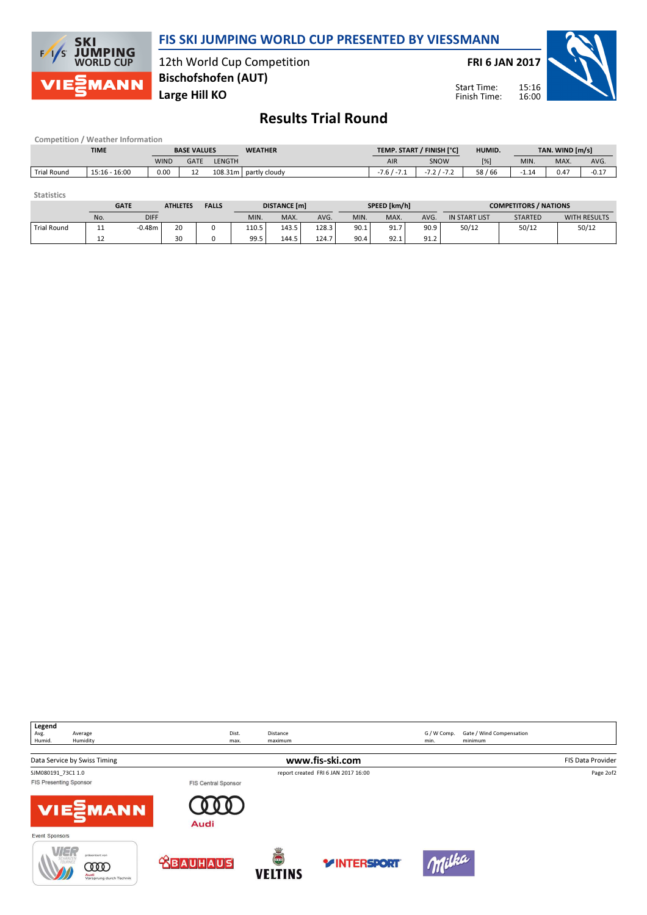# FIS SKI JUMPING WORLD CUP PRESENTED BY VIESSMANN

12th World Cup Competition
**Bischofshofen (AUT)**
**Large Hill KO**

**FRI 6 JAN 2017**

Start Time: 15:16
Finish Time: 16:00

## Results Trial Round

Competition / Weather Information

| | TIME | BASE VALUES | | | WEATHER | TEMP. START / FINISH [°C] | | HUMID. | TAN. WIND [m/s] | | |
|---|---|---|---|---|---|---|---|---|---|---|---|
| | | WIND | GATE | LENGTH | | AIR | SNOW | [%] | MIN. | MAX. | AVG. |
| Trial Round | 15:16 - 16:00 | 0.00 | 12 | 108.31m | partly cloudy | -7.6 / -7.1 | -7.2 / -7.2 | 58 / 66 | -1.14 | 0.47 | -0.17 |

Statistics

| | GATE | | ATHLETES | FALLS | DISTANCE [m] | | | SPEED [km/h] | | | COMPETITORS / NATIONS | | |
|---|---|---|---|---|---|---|---|---|---|---|---|---|---|
| | No. | DIFF | | | MIN. | MAX. | AVG. | MIN. | MAX. | AVG. | IN START LIST | STARTED | WITH RESULTS |
| Trial Round | 11 | -0.48m | 20 | 0 | 110.5 | 143.5 | 128.3 | 90.1 | 91.7 | 90.9 | 50/12 | 50/12 | 50/12 |
| | 12 | | 30 | 0 | 99.5 | 144.5 | 124.7 | 90.4 | 92.1 | 91.2 | | | |

**Legend**

| | | | | | |
|---|---|---|---|---|---|
| Avg. | Average | Dist. | Distance | G / W Comp. | Gate / Wind Compensation |
| Humid. | Humidity | max. | maximum | min. | minimum |

Data Service by Swiss Timing — www.fis-ski.com — FIS Data Provider

SJM080191_73C1 1.0 — report created FRI 6 JAN 2017 16:00

FIS Presenting Sponsor — FIS Central Sponsor

Event Sponsors